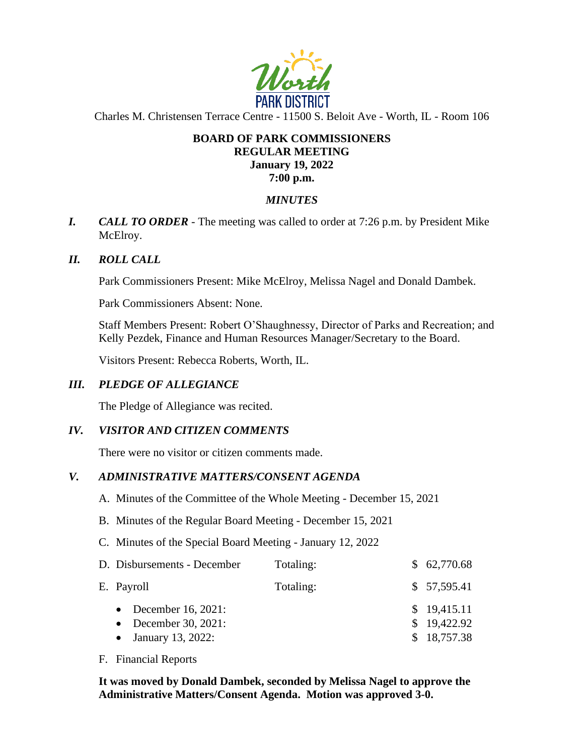Worth PARK DISTRICT

Charles M. Christensen Terrace Centre - 11500 S. Beloit Ave - Worth, IL - Room 106

**BOARD OF PARK COMMISSIONERS**
**REGULAR MEETING**
**January 19, 2022**
**7:00 p.m.**

***MINUTES***

***I. CALL TO ORDER*** - The meeting was called to order at 7:26 p.m. by President Mike McElroy.

***II. ROLL CALL***

Park Commissioners Present: Mike McElroy, Melissa Nagel and Donald Dambek.

Park Commissioners Absent: None.

Staff Members Present: Robert O'Shaughnessy, Director of Parks and Recreation; and Kelly Pezdek, Finance and Human Resources Manager/Secretary to the Board.

Visitors Present: Rebecca Roberts, Worth, IL.

***III. PLEDGE OF ALLEGIANCE***

The Pledge of Allegiance was recited.

***IV. VISITOR AND CITIZEN COMMENTS***

There were no visitor or citizen comments made.

***V. ADMINISTRATIVE MATTERS/CONSENT AGENDA***

A. Minutes of the Committee of the Whole Meeting - December 15, 2021

B. Minutes of the Regular Board Meeting - December 15, 2021

C. Minutes of the Special Board Meeting - January 12, 2022

| | | |
|---|---|---|
| D. Disbursements - December | Totaling: | $ 62,770.68 |
| E. Payroll | Totaling: | $ 57,595.41 |
| • December 16, 2021: | | $ 19,415.11 |
| • December 30, 2021: | | $ 19,422.92 |
| • January 13, 2022: | | $ 18,757.38 |

F. Financial Reports

**It was moved by Donald Dambek, seconded by Melissa Nagel to approve the Administrative Matters/Consent Agenda. Motion was approved 3-0.**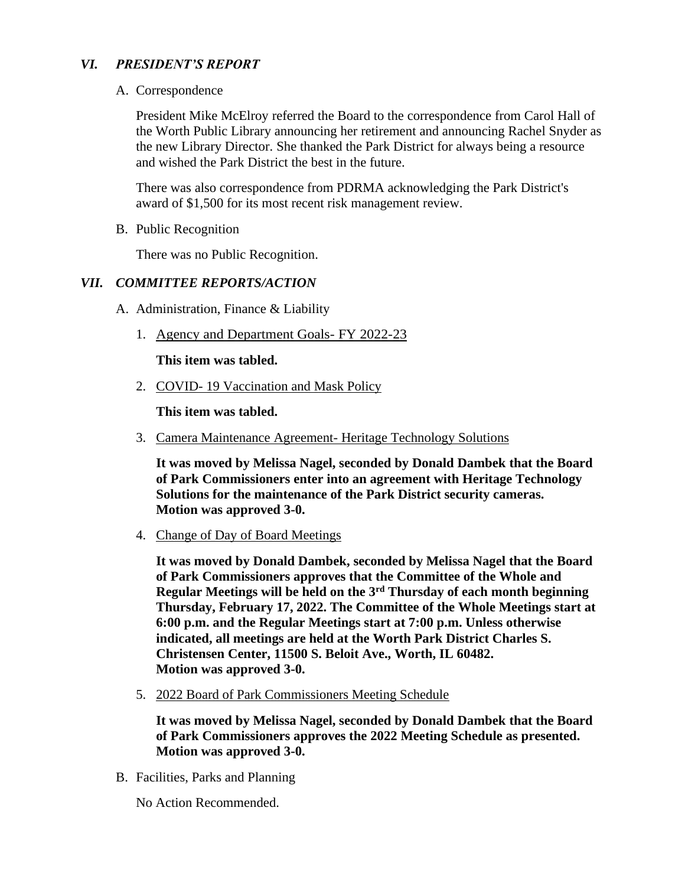## *VI. PRESIDENT'S REPORT*

A. Correspondence

President Mike McElroy referred the Board to the correspondence from Carol Hall of the Worth Public Library announcing her retirement and announcing Rachel Snyder as the new Library Director. She thanked the Park District for always being a resource and wished the Park District the best in the future.

There was also correspondence from PDRMA acknowledging the Park District's award of $1,500 for its most recent risk management review.

B. Public Recognition

There was no Public Recognition.

## *VII. COMMITTEE REPORTS/ACTION*

A. Administration, Finance & Liability

1. Agency and Department Goals- FY 2022-23

   **This item was tabled.**

2. COVID- 19 Vaccination and Mask Policy

   **This item was tabled.**

3. Camera Maintenance Agreement- Heritage Technology Solutions

   **It was moved by Melissa Nagel, seconded by Donald Dambek that the Board of Park Commissioners enter into an agreement with Heritage Technology Solutions for the maintenance of the Park District security cameras.**
   **Motion was approved 3-0.**

4. Change of Day of Board Meetings

   **It was moved by Donald Dambek, seconded by Melissa Nagel that the Board of Park Commissioners approves that the Committee of the Whole and Regular Meetings will be held on the 3rd Thursday of each month beginning Thursday, February 17, 2022. The Committee of the Whole Meetings start at 6:00 p.m. and the Regular Meetings start at 7:00 p.m. Unless otherwise indicated, all meetings are held at the Worth Park District Charles S. Christensen Center, 11500 S. Beloit Ave., Worth, IL 60482.**
   **Motion was approved 3-0.**

5. 2022 Board of Park Commissioners Meeting Schedule

   **It was moved by Melissa Nagel, seconded by Donald Dambek that the Board of Park Commissioners approves the 2022 Meeting Schedule as presented.**
   **Motion was approved 3-0.**

B. Facilities, Parks and Planning

No Action Recommended.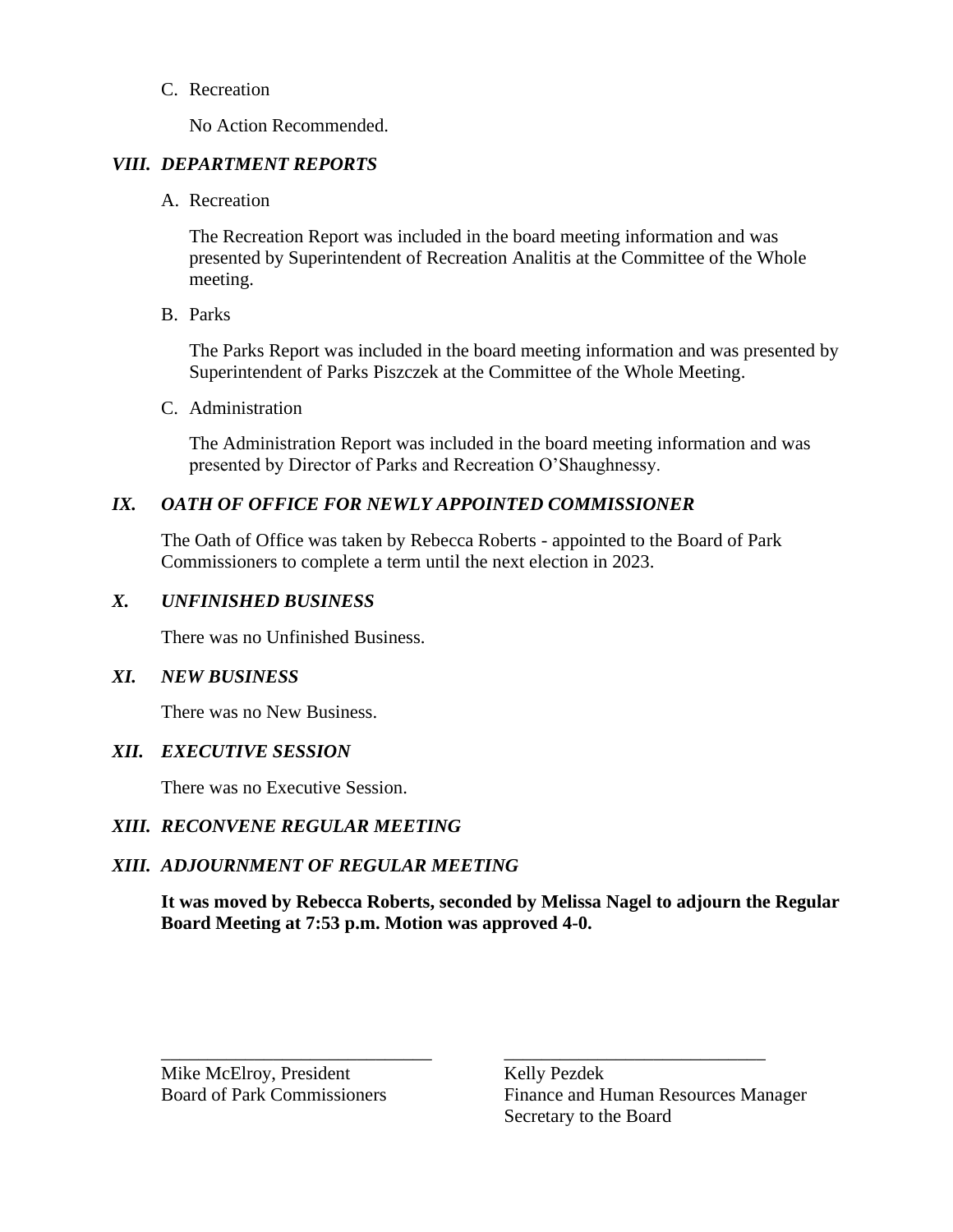C. Recreation

No Action Recommended.

## *VIII. DEPARTMENT REPORTS*

A. Recreation

The Recreation Report was included in the board meeting information and was presented by Superintendent of Recreation Analitis at the Committee of the Whole meeting.

B. Parks

The Parks Report was included in the board meeting information and was presented by Superintendent of Parks Piszczek at the Committee of the Whole Meeting.

C. Administration

The Administration Report was included in the board meeting information and was presented by Director of Parks and Recreation O'Shaughnessy.

## *IX. OATH OF OFFICE FOR NEWLY APPOINTED COMMISSIONER*

The Oath of Office was taken by Rebecca Roberts - appointed to the Board of Park Commissioners to complete a term until the next election in 2023.

## *X. UNFINISHED BUSINESS*

There was no Unfinished Business.

## *XI. NEW BUSINESS*

There was no New Business.

## *XII. EXECUTIVE SESSION*

There was no Executive Session.

## *XIII. RECONVENE REGULAR MEETING*

## *XIII. ADJOURNMENT OF REGULAR MEETING*

**It was moved by Rebecca Roberts, seconded by Melissa Nagel to adjourn the Regular Board Meeting at 7:53 p.m. Motion was approved 4-0.**

\_\_\_\_\_\_\_\_\_\_\_\_\_\_\_\_\_\_\_\_\_\_\_\_\_\_\_\_\_\_
Mike McElroy, President
Board of Park Commissioners

\_\_\_\_\_\_\_\_\_\_\_\_\_\_\_\_\_\_\_\_\_\_\_\_\_\_\_\_\_\_
Kelly Pezdek
Finance and Human Resources Manager
Secretary to the Board